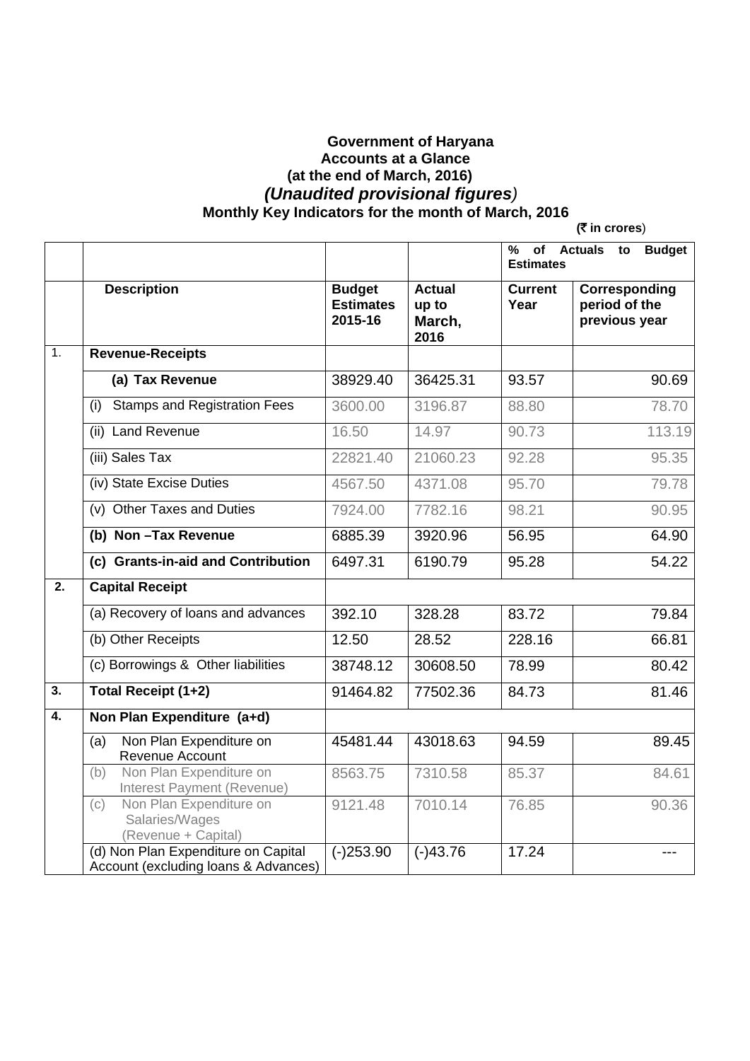**Government of Haryana**

**Accounts at a Glance**

**(at the end of March, 2016)**

***(Unaudited provisional figures)***

**Monthly Key Indicators for the month of March, 2016**

**(₹ in crores)**

| | | | | % of Actuals to Budget Estimates | |
|---|---|---|---|---|---|
| | **Description** | **Budget Estimates 2015-16** | **Actual up to March, 2016** | **Current Year** | **Corresponding period of the previous year** |
| 1. | **Revenue-Receipts** | | | | |
| | **(a) Tax Revenue** | 38929.40 | 36425.31 | 93.57 | 90.69 |
| | (i) Stamps and Registration Fees | 3600.00 | 3196.87 | 88.80 | 78.70 |
| | (ii) Land Revenue | 16.50 | 14.97 | 90.73 | 113.19 |
| | (iii) Sales Tax | 22821.40 | 21060.23 | 92.28 | 95.35 |
| | (iv) State Excise Duties | 4567.50 | 4371.08 | 95.70 | 79.78 |
| | (v) Other Taxes and Duties | 7924.00 | 7782.16 | 98.21 | 90.95 |
| | **(b) Non –Tax Revenue** | 6885.39 | 3920.96 | 56.95 | 64.90 |
| | **(c) Grants-in-aid and Contribution** | 6497.31 | 6190.79 | 95.28 | 54.22 |
| **2.** | **Capital Receipt** | | | | |
| | (a) Recovery of loans and advances | 392.10 | 328.28 | 83.72 | 79.84 |
| | (b) Other Receipts | 12.50 | 28.52 | 228.16 | 66.81 |
| | (c) Borrowings & Other liabilities | 38748.12 | 30608.50 | 78.99 | 80.42 |
| **3.** | **Total Receipt (1+2)** | 91464.82 | 77502.36 | 84.73 | 81.46 |
| **4.** | **Non Plan Expenditure (a+d)** | | | | |
| | (a) Non Plan Expenditure on Revenue Account | 45481.44 | 43018.63 | 94.59 | 89.45 |
| | (b) Non Plan Expenditure on Interest Payment (Revenue) | 8563.75 | 7310.58 | 85.37 | 84.61 |
| | (c) Non Plan Expenditure on Salaries/Wages (Revenue + Capital) | 9121.48 | 7010.14 | 76.85 | 90.36 |
| | (d) Non Plan Expenditure on Capital Account (excluding loans & Advances) | (-)253.90 | (-)43.76 | 17.24 | --- |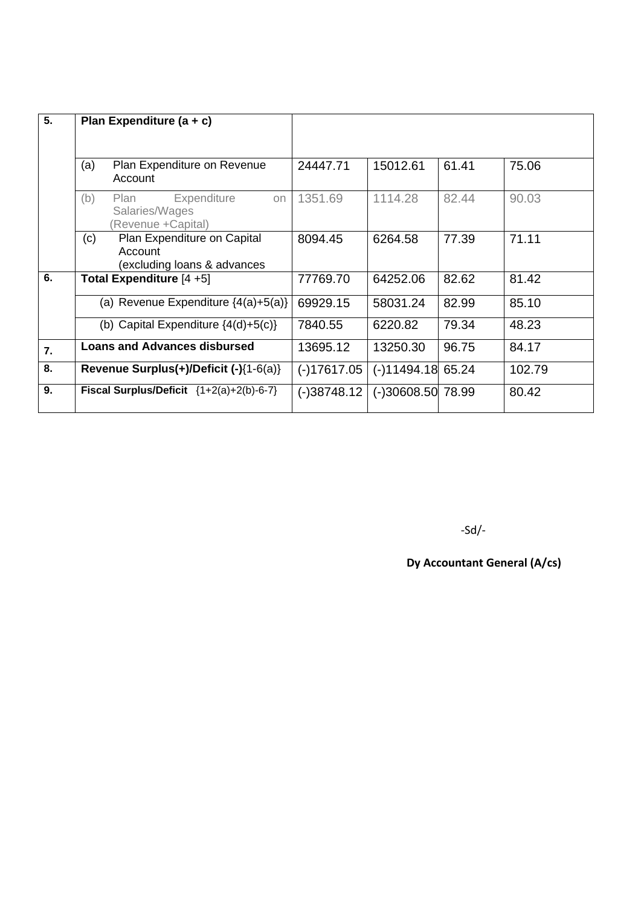| | | | | | |
|---|---|---|---|---|---|
| 5. | **Plan Expenditure (a + c)** | | | | |
| | (a) Plan Expenditure on Revenue Account | 24447.71 | 15012.61 | 61.41 | 75.06 |
| | (b) Plan Expenditure on Salaries/Wages (Revenue +Capital) | 1351.69 | 1114.28 | 82.44 | 90.03 |
| | (c) Plan Expenditure on Capital Account (excluding loans & advances | 8094.45 | 6264.58 | 77.39 | 71.11 |
| 6. | **Total Expenditure** [4 +5] | 77769.70 | 64252.06 | 82.62 | 81.42 |
| | (a) Revenue Expenditure {4(a)+5(a)} | 69929.15 | 58031.24 | 82.99 | 85.10 |
| | (b) Capital Expenditure {4(d)+5(c)} | 7840.55 | 6220.82 | 79.34 | 48.23 |
| 7. | **Loans and Advances disbursed** | 13695.12 | 13250.30 | 96.75 | 84.17 |
| 8. | **Revenue Surplus(+)/Deficit (-)**{1-6(a)} | (-)17617.05 | (-)11494.18 | 65.24 | 102.79 |
| 9. | **Fiscal Surplus/Deficit** {1+2(a)+2(b)-6-7} | (-)38748.12 | (-)30608.50 | 78.99 | 80.42 |

-Sd/-

**Dy Accountant General (A/cs)**